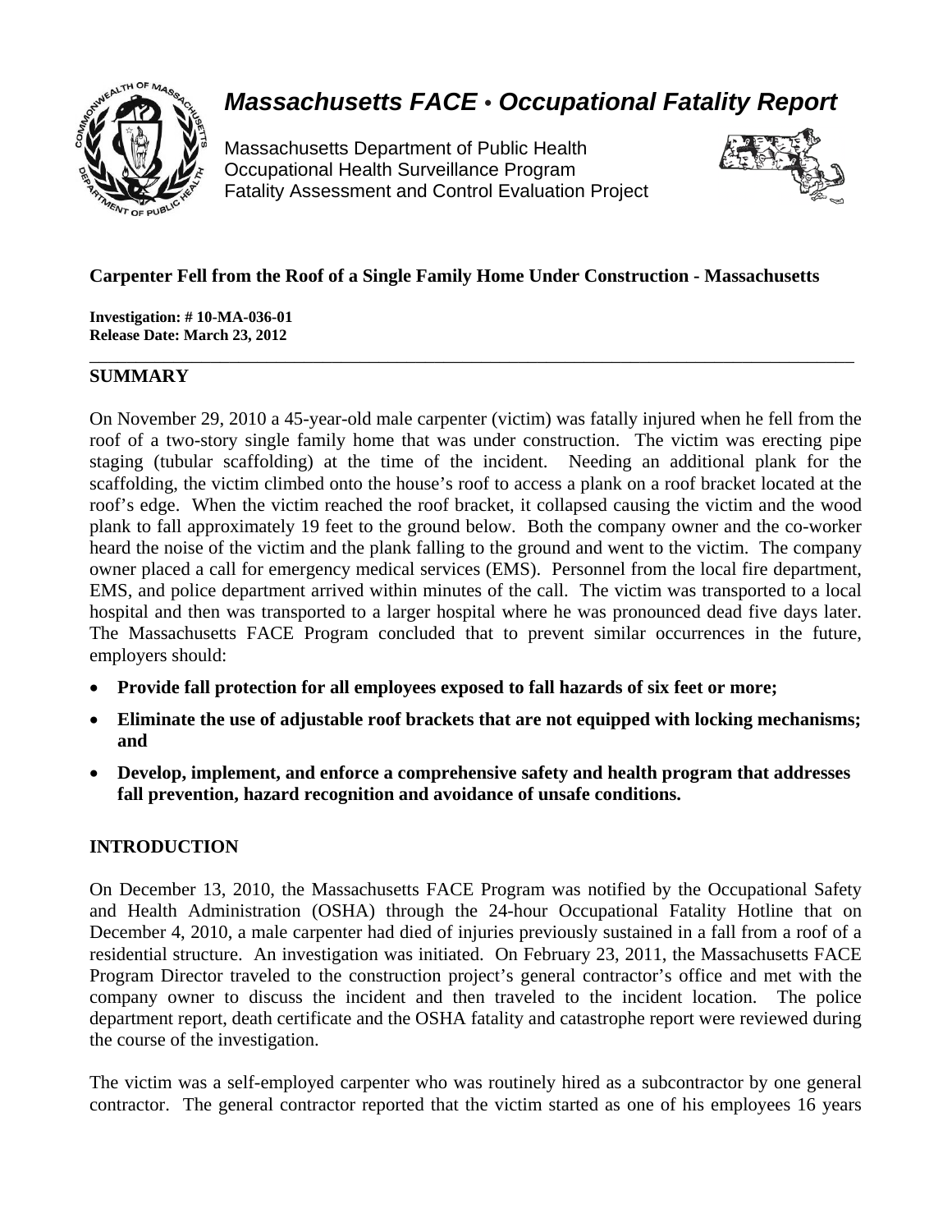# *Massachusetts FACE • Occupational Fatality Report*

Massachusetts Department of Public Health
Occupational Health Surveillance Program
Fatality Assessment and Control Evaluation Project

## Carpenter Fell from the Roof of a Single Family Home Under Construction - Massachusetts

**Investigation: # 10-MA-036-01**
**Release Date: March 23, 2012**

---

## SUMMARY

On November 29, 2010 a 45-year-old male carpenter (victim) was fatally injured when he fell from the roof of a two-story single family home that was under construction. The victim was erecting pipe staging (tubular scaffolding) at the time of the incident. Needing an additional plank for the scaffolding, the victim climbed onto the house's roof to access a plank on a roof bracket located at the roof's edge. When the victim reached the roof bracket, it collapsed causing the victim and the wood plank to fall approximately 19 feet to the ground below. Both the company owner and the co-worker heard the noise of the victim and the plank falling to the ground and went to the victim. The company owner placed a call for emergency medical services (EMS). Personnel from the local fire department, EMS, and police department arrived within minutes of the call. The victim was transported to a local hospital and then was transported to a larger hospital where he was pronounced dead five days later. The Massachusetts FACE Program concluded that to prevent similar occurrences in the future, employers should:

- **Provide fall protection for all employees exposed to fall hazards of six feet or more;**
- **Eliminate the use of adjustable roof brackets that are not equipped with locking mechanisms; and**
- **Develop, implement, and enforce a comprehensive safety and health program that addresses fall prevention, hazard recognition and avoidance of unsafe conditions.**

## INTRODUCTION

On December 13, 2010, the Massachusetts FACE Program was notified by the Occupational Safety and Health Administration (OSHA) through the 24-hour Occupational Fatality Hotline that on December 4, 2010, a male carpenter had died of injuries previously sustained in a fall from a roof of a residential structure. An investigation was initiated. On February 23, 2011, the Massachusetts FACE Program Director traveled to the construction project's general contractor's office and met with the company owner to discuss the incident and then traveled to the incident location. The police department report, death certificate and the OSHA fatality and catastrophe report were reviewed during the course of the investigation.

The victim was a self-employed carpenter who was routinely hired as a subcontractor by one general contractor. The general contractor reported that the victim started as one of his employees 16 years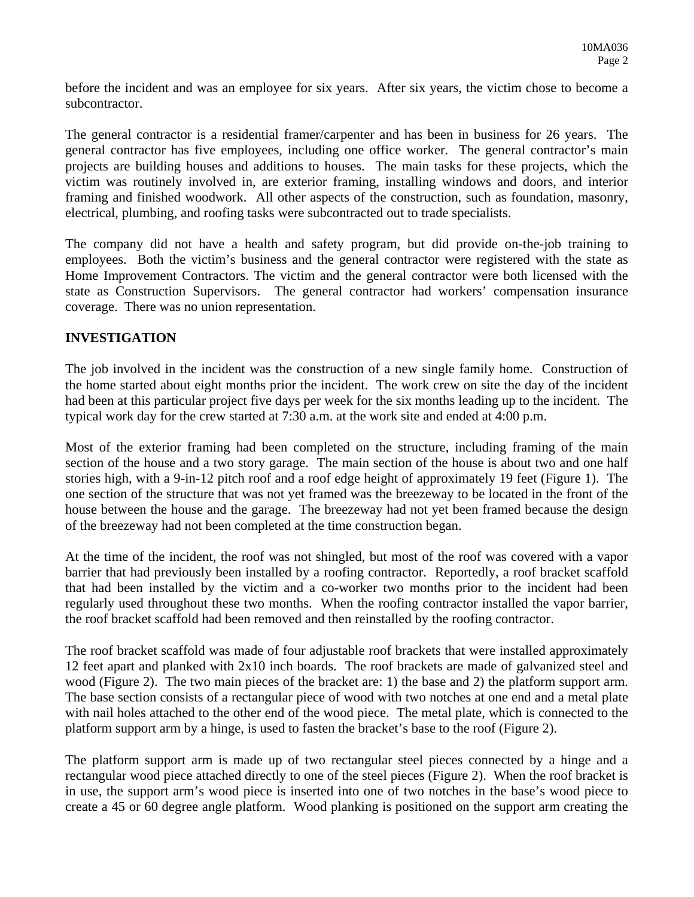before the incident and was an employee for six years. After six years, the victim chose to become a subcontractor.

The general contractor is a residential framer/carpenter and has been in business for 26 years. The general contractor has five employees, including one office worker. The general contractor's main projects are building houses and additions to houses. The main tasks for these projects, which the victim was routinely involved in, are exterior framing, installing windows and doors, and interior framing and finished woodwork. All other aspects of the construction, such as foundation, masonry, electrical, plumbing, and roofing tasks were subcontracted out to trade specialists.

The company did not have a health and safety program, but did provide on-the-job training to employees. Both the victim's business and the general contractor were registered with the state as Home Improvement Contractors. The victim and the general contractor were both licensed with the state as Construction Supervisors. The general contractor had workers' compensation insurance coverage. There was no union representation.

## INVESTIGATION

The job involved in the incident was the construction of a new single family home. Construction of the home started about eight months prior the incident. The work crew on site the day of the incident had been at this particular project five days per week for the six months leading up to the incident. The typical work day for the crew started at 7:30 a.m. at the work site and ended at 4:00 p.m.

Most of the exterior framing had been completed on the structure, including framing of the main section of the house and a two story garage. The main section of the house is about two and one half stories high, with a 9-in-12 pitch roof and a roof edge height of approximately 19 feet (Figure 1). The one section of the structure that was not yet framed was the breezeway to be located in the front of the house between the house and the garage. The breezeway had not yet been framed because the design of the breezeway had not been completed at the time construction began.

At the time of the incident, the roof was not shingled, but most of the roof was covered with a vapor barrier that had previously been installed by a roofing contractor. Reportedly, a roof bracket scaffold that had been installed by the victim and a co-worker two months prior to the incident had been regularly used throughout these two months. When the roofing contractor installed the vapor barrier, the roof bracket scaffold had been removed and then reinstalled by the roofing contractor.

The roof bracket scaffold was made of four adjustable roof brackets that were installed approximately 12 feet apart and planked with 2x10 inch boards. The roof brackets are made of galvanized steel and wood (Figure 2). The two main pieces of the bracket are: 1) the base and 2) the platform support arm. The base section consists of a rectangular piece of wood with two notches at one end and a metal plate with nail holes attached to the other end of the wood piece. The metal plate, which is connected to the platform support arm by a hinge, is used to fasten the bracket's base to the roof (Figure 2).

The platform support arm is made up of two rectangular steel pieces connected by a hinge and a rectangular wood piece attached directly to one of the steel pieces (Figure 2). When the roof bracket is in use, the support arm's wood piece is inserted into one of two notches in the base's wood piece to create a 45 or 60 degree angle platform. Wood planking is positioned on the support arm creating the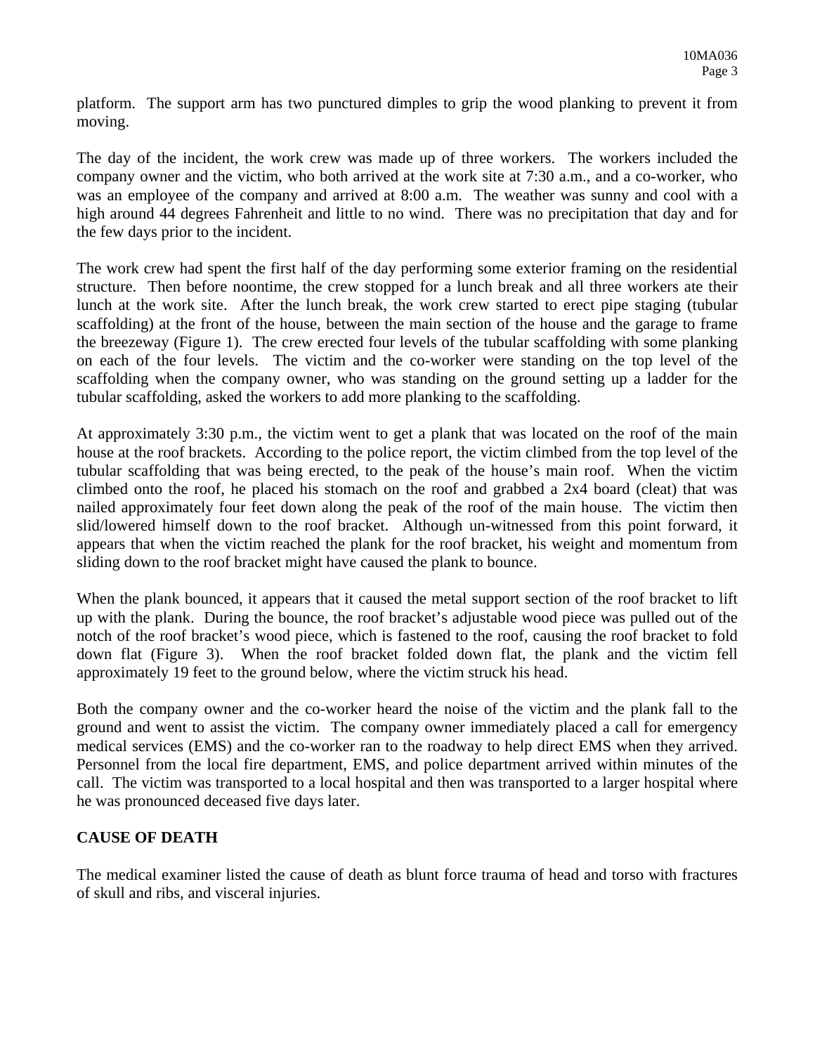platform. The support arm has two punctured dimples to grip the wood planking to prevent it from moving.

The day of the incident, the work crew was made up of three workers. The workers included the company owner and the victim, who both arrived at the work site at 7:30 a.m., and a co-worker, who was an employee of the company and arrived at 8:00 a.m. The weather was sunny and cool with a high around 44 degrees Fahrenheit and little to no wind. There was no precipitation that day and for the few days prior to the incident.

The work crew had spent the first half of the day performing some exterior framing on the residential structure. Then before noontime, the crew stopped for a lunch break and all three workers ate their lunch at the work site. After the lunch break, the work crew started to erect pipe staging (tubular scaffolding) at the front of the house, between the main section of the house and the garage to frame the breezeway (Figure 1). The crew erected four levels of the tubular scaffolding with some planking on each of the four levels. The victim and the co-worker were standing on the top level of the scaffolding when the company owner, who was standing on the ground setting up a ladder for the tubular scaffolding, asked the workers to add more planking to the scaffolding.

At approximately 3:30 p.m., the victim went to get a plank that was located on the roof of the main house at the roof brackets. According to the police report, the victim climbed from the top level of the tubular scaffolding that was being erected, to the peak of the house's main roof. When the victim climbed onto the roof, he placed his stomach on the roof and grabbed a 2x4 board (cleat) that was nailed approximately four feet down along the peak of the roof of the main house. The victim then slid/lowered himself down to the roof bracket. Although un-witnessed from this point forward, it appears that when the victim reached the plank for the roof bracket, his weight and momentum from sliding down to the roof bracket might have caused the plank to bounce.

When the plank bounced, it appears that it caused the metal support section of the roof bracket to lift up with the plank. During the bounce, the roof bracket's adjustable wood piece was pulled out of the notch of the roof bracket's wood piece, which is fastened to the roof, causing the roof bracket to fold down flat (Figure 3). When the roof bracket folded down flat, the plank and the victim fell approximately 19 feet to the ground below, where the victim struck his head.

Both the company owner and the co-worker heard the noise of the victim and the plank fall to the ground and went to assist the victim. The company owner immediately placed a call for emergency medical services (EMS) and the co-worker ran to the roadway to help direct EMS when they arrived. Personnel from the local fire department, EMS, and police department arrived within minutes of the call. The victim was transported to a local hospital and then was transported to a larger hospital where he was pronounced deceased five days later.

## CAUSE OF DEATH

The medical examiner listed the cause of death as blunt force trauma of head and torso with fractures of skull and ribs, and visceral injuries.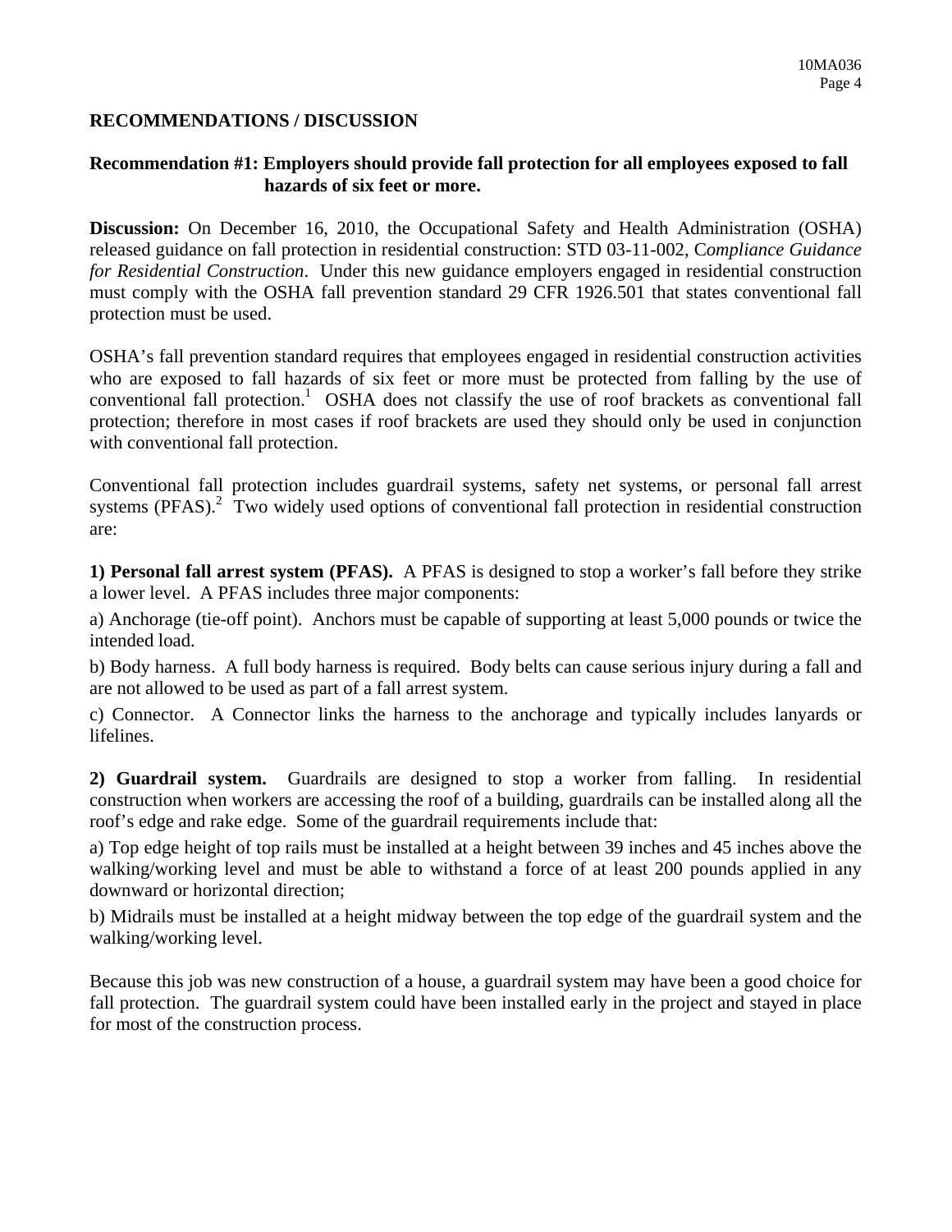## RECOMMENDATIONS / DISCUSSION

**Recommendation #1: Employers should provide fall protection for all employees exposed to fall hazards of six feet or more.**

**Discussion:** On December 16, 2010, the Occupational Safety and Health Administration (OSHA) released guidance on fall protection in residential construction: STD 03-11-002, C*ompliance Guidance for Residential Construction*. Under this new guidance employers engaged in residential construction must comply with the OSHA fall prevention standard 29 CFR 1926.501 that states conventional fall protection must be used.

OSHA's fall prevention standard requires that employees engaged in residential construction activities who are exposed to fall hazards of six feet or more must be protected from falling by the use of conventional fall protection.[1] OSHA does not classify the use of roof brackets as conventional fall protection; therefore in most cases if roof brackets are used they should only be used in conjunction with conventional fall protection.

Conventional fall protection includes guardrail systems, safety net systems, or personal fall arrest systems (PFAS).[2] Two widely used options of conventional fall protection in residential construction are:

**1) Personal fall arrest system (PFAS).** A PFAS is designed to stop a worker's fall before they strike a lower level. A PFAS includes three major components:

a) Anchorage (tie-off point). Anchors must be capable of supporting at least 5,000 pounds or twice the intended load.

b) Body harness. A full body harness is required. Body belts can cause serious injury during a fall and are not allowed to be used as part of a fall arrest system.

c) Connector. A Connector links the harness to the anchorage and typically includes lanyards or lifelines.

**2) Guardrail system.** Guardrails are designed to stop a worker from falling. In residential construction when workers are accessing the roof of a building, guardrails can be installed along all the roof's edge and rake edge. Some of the guardrail requirements include that:

a) Top edge height of top rails must be installed at a height between 39 inches and 45 inches above the walking/working level and must be able to withstand a force of at least 200 pounds applied in any downward or horizontal direction;

b) Midrails must be installed at a height midway between the top edge of the guardrail system and the walking/working level.

Because this job was new construction of a house, a guardrail system may have been a good choice for fall protection. The guardrail system could have been installed early in the project and stayed in place for most of the construction process.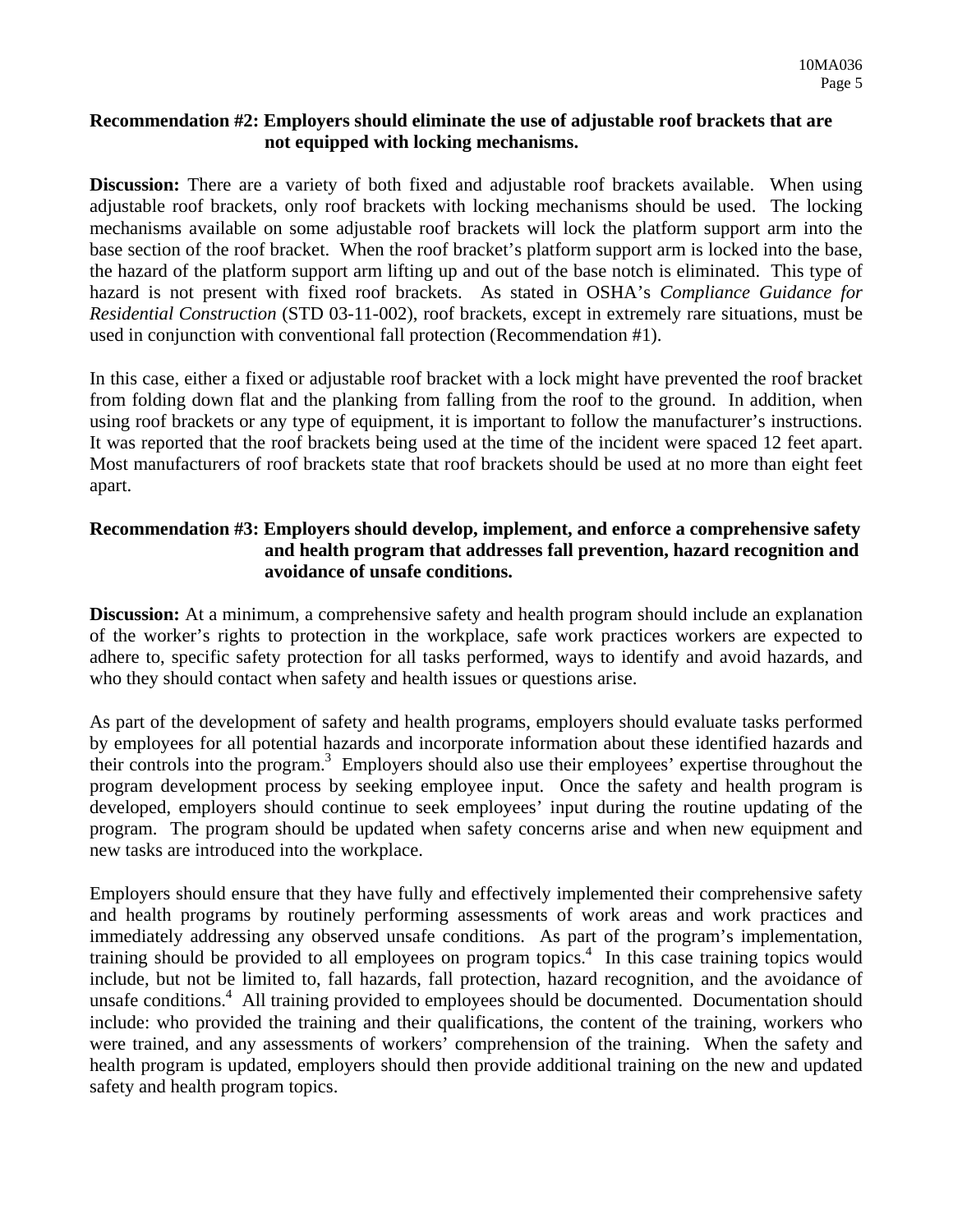**Recommendation #2: Employers should eliminate the use of adjustable roof brackets that are not equipped with locking mechanisms.**

**Discussion:** There are a variety of both fixed and adjustable roof brackets available. When using adjustable roof brackets, only roof brackets with locking mechanisms should be used. The locking mechanisms available on some adjustable roof brackets will lock the platform support arm into the base section of the roof bracket. When the roof bracket's platform support arm is locked into the base, the hazard of the platform support arm lifting up and out of the base notch is eliminated. This type of hazard is not present with fixed roof brackets. As stated in OSHA's *Compliance Guidance for Residential Construction* (STD 03-11-002), roof brackets, except in extremely rare situations, must be used in conjunction with conventional fall protection (Recommendation #1).

In this case, either a fixed or adjustable roof bracket with a lock might have prevented the roof bracket from folding down flat and the planking from falling from the roof to the ground. In addition, when using roof brackets or any type of equipment, it is important to follow the manufacturer's instructions. It was reported that the roof brackets being used at the time of the incident were spaced 12 feet apart. Most manufacturers of roof brackets state that roof brackets should be used at no more than eight feet apart.

**Recommendation #3: Employers should develop, implement, and enforce a comprehensive safety and health program that addresses fall prevention, hazard recognition and avoidance of unsafe conditions.**

**Discussion:** At a minimum, a comprehensive safety and health program should include an explanation of the worker's rights to protection in the workplace, safe work practices workers are expected to adhere to, specific safety protection for all tasks performed, ways to identify and avoid hazards, and who they should contact when safety and health issues or questions arise.

As part of the development of safety and health programs, employers should evaluate tasks performed by employees for all potential hazards and incorporate information about these identified hazards and their controls into the program.[3] Employers should also use their employees' expertise throughout the program development process by seeking employee input. Once the safety and health program is developed, employers should continue to seek employees' input during the routine updating of the program. The program should be updated when safety concerns arise and when new equipment and new tasks are introduced into the workplace.

Employers should ensure that they have fully and effectively implemented their comprehensive safety and health programs by routinely performing assessments of work areas and work practices and immediately addressing any observed unsafe conditions. As part of the program's implementation, training should be provided to all employees on program topics.[4] In this case training topics would include, but not be limited to, fall hazards, fall protection, hazard recognition, and the avoidance of unsafe conditions.[4] All training provided to employees should be documented. Documentation should include: who provided the training and their qualifications, the content of the training, workers who were trained, and any assessments of workers' comprehension of the training. When the safety and health program is updated, employers should then provide additional training on the new and updated safety and health program topics.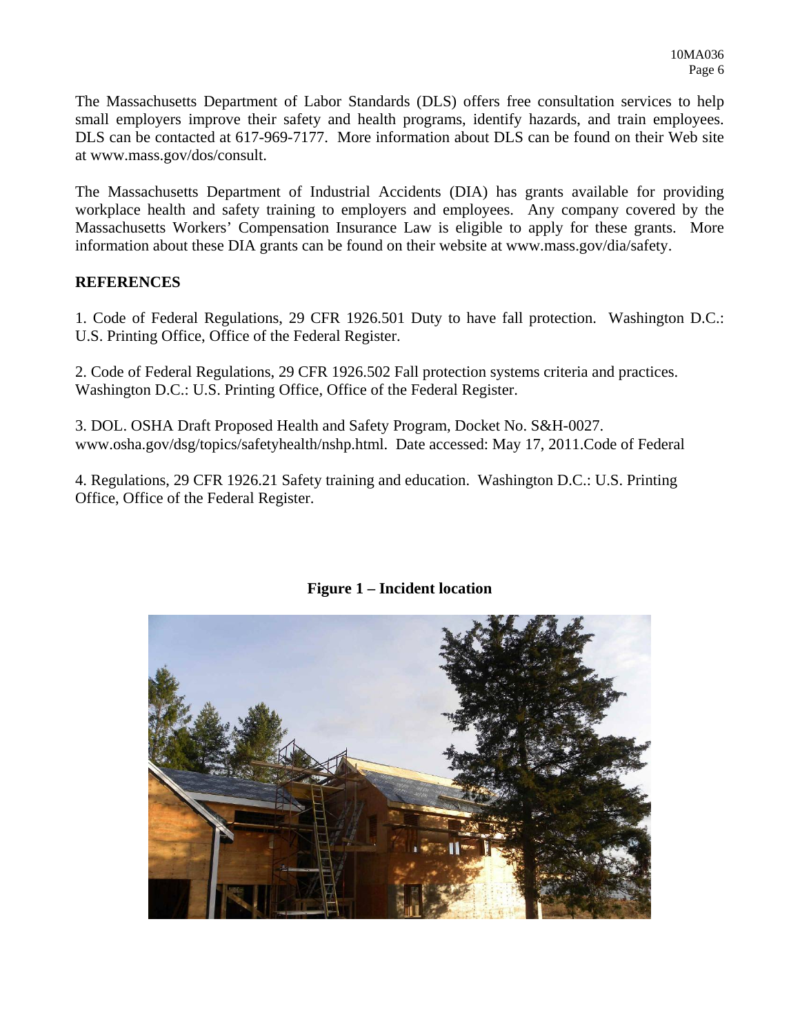The Massachusetts Department of Labor Standards (DLS) offers free consultation services to help small employers improve their safety and health programs, identify hazards, and train employees. DLS can be contacted at 617-969-7177. More information about DLS can be found on their Web site at www.mass.gov/dos/consult.

The Massachusetts Department of Industrial Accidents (DIA) has grants available for providing workplace health and safety training to employers and employees. Any company covered by the Massachusetts Workers' Compensation Insurance Law is eligible to apply for these grants. More information about these DIA grants can be found on their website at www.mass.gov/dia/safety.

## REFERENCES

1. Code of Federal Regulations, 29 CFR 1926.501 Duty to have fall protection. Washington D.C.: U.S. Printing Office, Office of the Federal Register.

2. Code of Federal Regulations, 29 CFR 1926.502 Fall protection systems criteria and practices. Washington D.C.: U.S. Printing Office, Office of the Federal Register.

3. DOL. OSHA Draft Proposed Health and Safety Program, Docket No. S&H-0027. www.osha.gov/dsg/topics/safetyhealth/nshp.html. Date accessed: May 17, 2011.Code of Federal

4. Regulations, 29 CFR 1926.21 Safety training and education. Washington D.C.: U.S. Printing Office, Office of the Federal Register.

**Figure 1 – Incident location**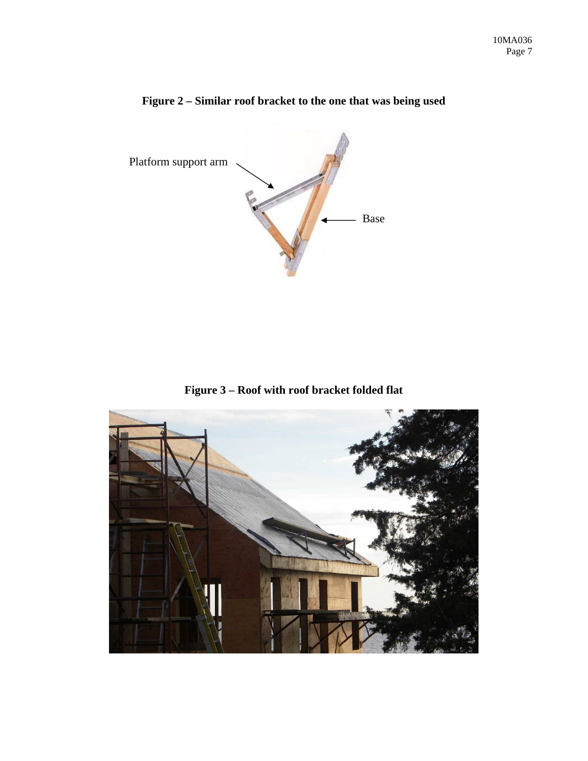**Figure 2 – Similar roof bracket to the one that was being used**

Platform support arm

Base

**Figure 3 – Roof with roof bracket folded flat**